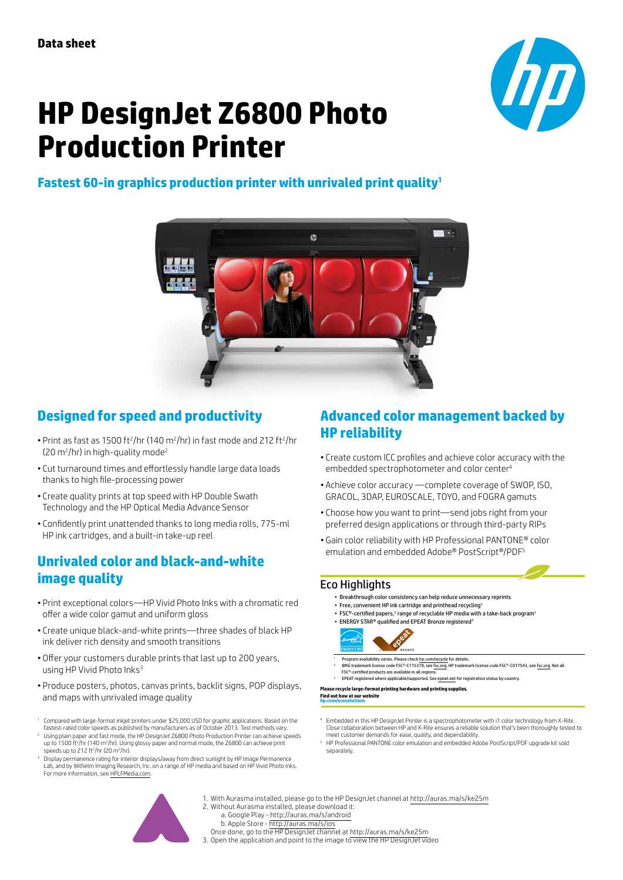**Data sheet**

# HP DesignJet Z6800 Photo Production Printer

**Fastest 60-in graphics production printer with unrivaled print quality[1]**

## Designed for speed and productivity

- Print as fast as 1500 $ft^2$/hr (140 $m^2$/hr) in fast mode and 212 $ft^2$/hr (20 $m^2$/hr) in high-quality mode[2]
- Cut turnaround times and effortlessly handle large data loads thanks to high file-processing power
- Create quality prints at top speed with HP Double Swath Technology and the HP Optical Media Advance Sensor
- Confidently print unattended thanks to long media rolls, 775-ml HP ink cartridges, and a built-in take-up reel

## Unrivaled color and black-and-white image quality

- Print exceptional colors—HP Vivid Photo Inks with a chromatic red offer a wide color gamut and uniform gloss
- Create unique black-and-white prints—three shades of black HP ink deliver rich density and smooth transitions
- Offer your customers durable prints that last up to 200 years, using HP Vivid Photo Inks[3]
- Produce posters, photos, canvas prints, backlit signs, POP displays, and maps with unrivaled image quality

[1] Compared with large-format inkjet printers under $25,000 USD for graphic applications. Based on the fastest-rated color speeds as published by manufacturers as of October 2013. Test methods vary.

[2] Using plain paper and fast mode, the HP DesignJet Z6800 Photo Production Printer can achieve speeds up to 1500 $ft^2$/hr (140 $m^2$/hr). Using glossy paper and normal mode, the Z6800 can achieve print speeds up to 212 $ft^2$/hr (20 $m^2$/hr).

[3] Display permanence rating for interior displays/away from direct sunlight by HP Image Permanence Lab, and by Wilhelm Imaging Research, Inc. on a range of HP media and based on HP Vivid Photo inks. For more information, see HPLFMedia.com.

## Advanced color management backed by HP reliability

- Create custom ICC profiles and achieve color accuracy with the embedded spectrophotometer and color center[4]
- Achieve color accuracy —complete coverage of SWOP, ISO, GRACOL, 3DAP, EUROSCALE, TOYO, and FOGRA gamuts
- Choose how you want to print—send jobs right from your preferred design applications or through third-party RIPs
- Gain color reliability with HP Professional PANTONE® color emulation and embedded Adobe® PostScript®/PDF[5]

### Eco Highlights

- Breakthrough color consistency can help reduce unnecessary reprints
- Free, convenient HP ink cartridge and printhead recycling[1]
- FSC®-certified papers,[2] range of recyclable HP media with a take-back program[1]
- ENERGY STAR® qualified and EPEAT Bronze registered[3]

[1] Program availability varies. Please check hp.com/recycle for details.

[2] BMG trademark license code FSC®-C115319, see fsc.org. HP trademark license code FSC®-C017543, see fsc.org. Not all FSC®-certified products are available in all regions.

[3] EPEAT registered where applicable/supported. See epeat.net for registration status by country.

**Please recycle large-format printing hardware and printing supplies.**

**Find out how at our website**
**hp.com/ecosolutions**

[4] Embedded in this HP DesignJet Printer is a spectrophotometer with i1 color technology from X-Rite. Close collaboration between HP and X-Rite ensures a reliable solution that's been thoroughly tested to meet customer demands for ease, quality, and dependability.

[5] HP Professional PANTONE color emulation and embedded Adobe PostScript/PDF upgrade kit sold separately.

1. With Aurasma installed, please go to the HP DesignJet channel at http://auras.ma/s/ke25m
2. Without Aurasma installed, please download it:
   a. Google Play - http://auras.ma/android
   b. Apple Store - http://auras.ma/s/ios
   Once done, go to the HP DesignJet channel at http://auras.ma/s/ke25m
3. Open the application and point to the image to view the HP DesignJet video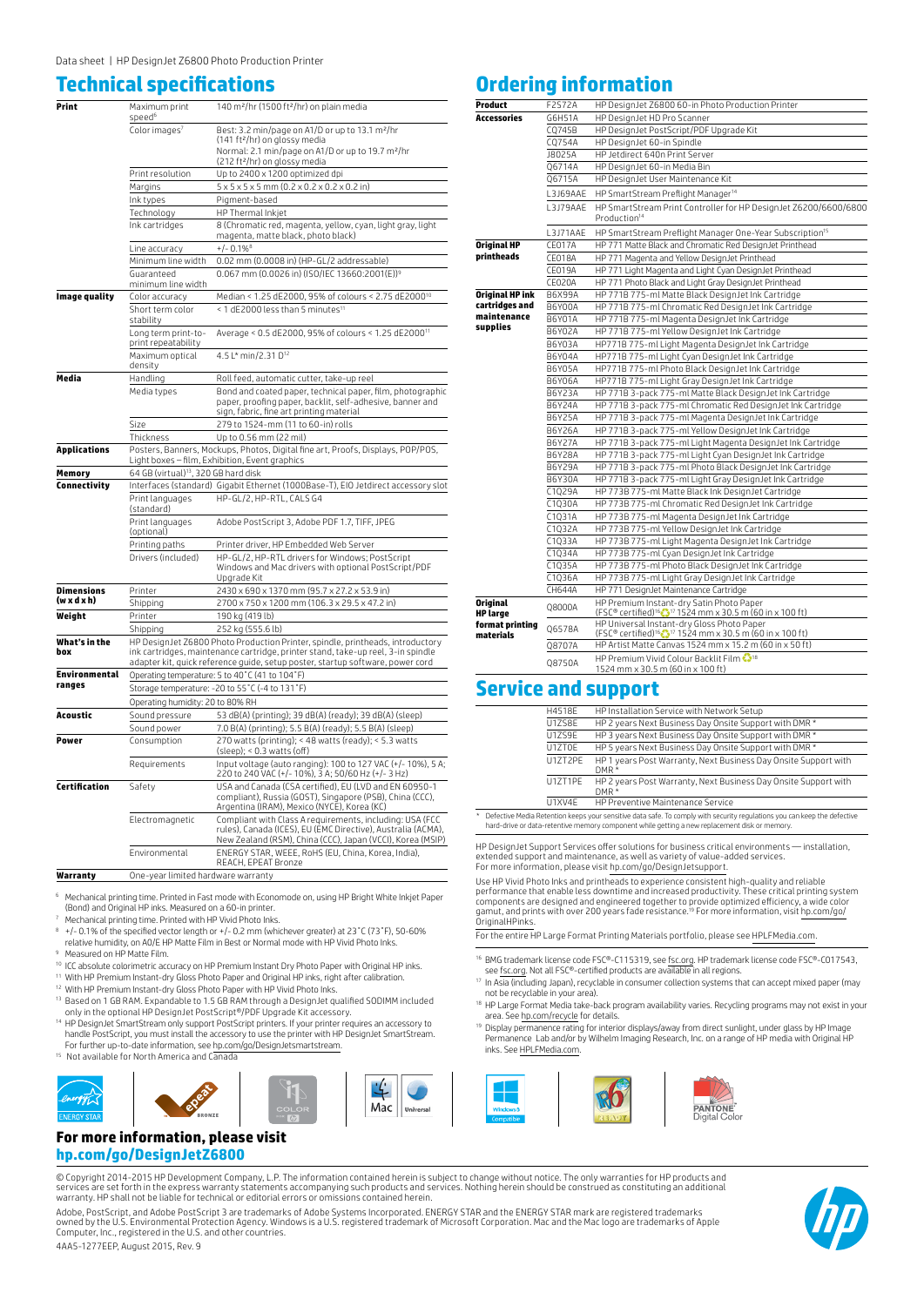## Technical specifications

| | | |
|---|---|---|
| **Print** | Maximum print speed[6] | 140 m²/hr (1500 ft²/hr) on plain media |
| | Color images[7] | Best: 3.2 min/page on A1/D or up to 13.1 m²/hr (141 ft²/hr) on glossy media<br>Normal: 2.1 min/page on A1/D or up to 19.7 m²/hr (212 ft²/hr) on glossy media |
| | Print resolution | Up to 2400 x 1200 optimized dpi |
| | Margins | 5 x 5 x 5 x 5 mm (0.2 x 0.2 x 0.2 x 0.2 in) |
| | Ink types | Pigment-based |
| | Technology | HP Thermal Inkjet |
| | Ink cartridges | 8 (Chromatic red, magenta, yellow, cyan, light gray, light magenta, matte black, photo black) |
| | Line accuracy | +/- 0.1%[8] |
| | Minimum line width | 0.02 mm (0.0008 in) (HP-GL/2 addressable) |
| | Guaranteed minimum line width | 0.067 mm (0.0026 in) (ISO/IEC 13660:2001(E))[9] |
| **Image quality** | Color accuracy | Median < 1.25 dE2000, 95% of colours < 2.75 dE2000[10] |
| | Short term color stability | < 1 dE2000 less than 5 minutes[11] |
| | Long term print-to-print repeatability | Average < 0.5 dE2000, 95% of colours < 1.25 dE2000[11] |
| | Maximum optical density | 4.5 L* min/2.31 D[12] |
| **Media** | Handling | Roll feed, automatic cutter, take-up reel |
| | Media types | Bond and coated paper, technical paper, film, photographic paper, proofing paper, backlit, self-adhesive, banner and sign, fabric, fine art printing material |
| | Size | 279 to 1524-mm (11 to 60-in) rolls |
| | Thickness | Up to 0.56 mm (22 mil) |
| **Applications** | Posters, Banners, Mockups, Photos, Digital fine art, Proofs, Displays, POP/POS, Light boxes – film, Exhibition, Event graphics | |
| **Memory** | 64 GB (virtual)[13], 320 GB hard disk | |
| **Connectivity** | Interfaces (standard) | Gigabit Ethernet (1000Base-T), EIO Jetdirect accessory slot |
| | Print languages (standard) | HP-GL/2, HP-RTL, CALS G4 |
| | Print languages (optional) | Adobe PostScript 3, Adobe PDF 1.7, TIFF, JPEG |
| | Printing paths | Printer driver, HP Embedded Web Server |
| | Drivers (included) | HP-GL/2, HP-RTL drivers for Windows; PostScript Windows and Mac drivers with optional PostScript/PDF Upgrade Kit |
| **Dimensions (w x d x h)** | Printer | 2430 x 690 x 1370 mm (95.7 x 27.2 x 53.9 in) |
| | Shipping | 2700 x 750 x 1200 mm (106.3 x 29.5 x 47.2 in) |
| **Weight** | Printer | 190 kg (419 lb) |
| | Shipping | 252 kg (555.6 lb) |
| **What's in the box** | HP DesignJet Z6800 Photo Production Printer, spindle, printheads, introductory ink cartridges, maintenance cartridge, printer stand, take-up reel, 3-in spindle adapter kit, quick reference guide, setup poster, startup software, power cord | |
| **Environmental ranges** | Operating temperature: 5 to 40°C (41 to 104°F) | |
| | Storage temperature: -20 to 55°C (-4 to 131°F) | |
| | Operating humidity: 20 to 80% RH | |
| **Acoustic** | Sound pressure | 53 dB(A) (printing); 39 dB(A) (ready); 39 dB(A) (sleep) |
| | Sound power | 7.0 B(A) (printing); 5.5 B(A) (ready); 5.5 B(A) (sleep) |
| **Power** | Consumption | 270 watts (printing); < 48 watts (ready); < 5.3 watts (sleep); < 0.3 watts (off) |
| | Requirements | Input voltage (auto ranging): 100 to 127 VAC (+/- 10%), 5 A; 220 to 240 VAC (+/- 10%), 3 A; 50/60 Hz (+/- 3 Hz) |
| **Certification** | Safety | USA and Canada (CSA certified), EU (LVD and EN 60950-1 compliant), Russia (GOST), Singapore (PSB), China (CCC), Argentina (IRAM), Mexico (NYCE), Korea (KC) |
| | Electromagnetic | Compliant with Class A requirements, including: USA (FCC rules), Canada (ICES), EU (EMC Directive), Australia (ACMA), New Zealand (RSM), China (CCC), Japan (VCCI), Korea (MSIP) |
| | Environmental | ENERGY STAR, WEEE, RoHS (EU, China, Korea, India), REACH, EPEAT Bronze |
| **Warranty** | One-year limited hardware warranty | |

[6] Mechanical printing time. Printed in Fast mode with Economode on, using HP Bright White Inkjet Paper (Bond) and Original HP inks. Measured on a 60-in printer.
[7] Mechanical printing time. Printed with HP Vivid Photo Inks.
[8] +/- 0.1% of the specified vector length or +/- 0.2 mm (whichever greater) at 23°C (73°F), 50-60% relative humidity, on A0/E HP Matte Film in Best or Normal mode with HP Vivid Photo Inks.
[9] Measured on HP Matte Film.
[10] ICC absolute colorimetric accuracy on HP Premium Instant Dry Photo Paper with Original HP inks.
[11] With HP Premium Instant-dry Gloss Photo Paper and Original HP inks, right after calibration.
[12] With HP Premium Instant-dry Gloss Photo Paper with HP Vivid Photo Inks.
[13] Based on 1 GB RAM. Expandable to 1.5 GB RAM through a DesignJet qualified SODIMM included only in the optional HP DesignJet PostScript®/PDF Upgrade Kit accessory.
[14] HP DesignJet SmartStream only support PostScript printers. If your printer requires an accessory to handle PostScript, you must install the accessory to use the printer with HP DesignJet SmartStream. For further up-to-date information, see hp.com/go/DesignJetsmartstream.
[15] Not available for North America and Canada

## Ordering information

| | | |
|---|---|---|
| **Product** | F2S72A | HP DesignJet Z6800 60-in Photo Production Printer |
| **Accessories** | G6H51A | HP DesignJet HD Pro Scanner |
| | CQ745B | HP DesignJet PostScript/PDF Upgrade Kit |
| | CQ754A | HP DesignJet 60-in Spindle |
| | J8025A | HP Jetdirect 640n Print Server |
| | Q6714A | HP DesignJet 60-in Media Bin |
| | Q6715A | HP DesignJet User Maintenance Kit |
| | L3J69AAE | HP SmartStream Preflight Manager[14] |
| | L3J79AAE | HP SmartStream Print Controller for HP DesignJet Z6200/6600/6800 Production[14] |
| | L3J71AAE | HP SmartStream Preflight Manager One-Year Subscription[15] |
| **Original HP printheads** | CE017A | HP 771 Matte Black and Chromatic Red DesignJet Printhead |
| | CE018A | HP 771 Magenta and Yellow DesignJet Printhead |
| | CE019A | HP 771 Light Magenta and Light Cyan DesignJet Printhead |
| | CE020A | HP 771 Photo Black and Light Gray DesignJet Printhead |
| **Original HP ink cartridges and maintenance supplies** | B6X99A | HP 771B 775-ml Matte Black DesignJet Ink Cartridge |
| | B6Y00A | HP 771B 775-ml Chromatic Red DesignJet Ink Cartridge |
| | B6Y01A | HP 771B 775-ml Magenta DesignJet Ink Cartridge |
| | B6Y02A | HP 771B 775-ml Yellow DesignJet Ink Cartridge |
| | B6Y03A | HP771B 775-ml Light Magenta DesignJet Ink Cartridge |
| | B6Y04A | HP771B 775-ml Light Cyan DesignJet Ink Cartridge |
| | B6Y05A | HP771B 775-ml Photo Black DesignJet Ink Cartridge |
| | B6Y06A | HP771B 775-ml Light Gray DesignJet Ink Cartridge |
| | B6Y23A | HP 771B 3-pack 775-ml Matte Black DesignJet Ink Cartridge |
| | B6Y24A | HP 771B 3-pack 775-ml Chromatic Red DesignJet Ink Cartridge |
| | B6Y25A | HP 771B 3-pack 775-ml Magenta DesignJet Ink Cartridge |
| | B6Y26A | HP 771B 3-pack 775-ml Yellow DesignJet Ink Cartridge |
| | B6Y27A | HP 771B 3-pack 775-ml Light Magenta DesignJet Ink Cartridge |
| | B6Y28A | HP 771B 3-pack 775-ml Light Cyan DesignJet Ink Cartridge |
| | B6Y29A | HP 771B 3-pack 775-ml Photo Black DesignJet Ink Cartridge |
| | B6Y30A | HP 771B 3-pack 775-ml Light Gray DesignJet Ink Cartridge |
| | C1Q29A | HP 773B 775-ml Matte Black Ink DesignJet Cartridge |
| | C1Q30A | HP 773B 775-ml Chromatic Red DesignJet Ink Cartridge |
| | C1Q31A | HP 773B 775-ml Magenta DesignJet Ink Cartridge |
| | C1Q32A | HP 773B 775-ml Yellow DesignJet Ink Cartridge |
| | C1Q33A | HP 773B 775-ml Light Magenta DesignJet Ink Cartridge |
| | C1Q34A | HP 773B 775-ml Cyan DesignJet Ink Cartridge |
| | C1Q35A | HP 773B 775-ml Photo Black DesignJet Ink Cartridge |
| | C1Q36A | HP 773B 775-ml Light Gray DesignJet Ink Cartridge |
| | CH644A | HP 771 DesignJet Maintenance Cartridge |
| **Original HP large format printing materials** | Q8000A | HP Premium Instant-dry Satin Photo Paper (FSC® certified)[16,17] 1524 mm x 30.5 m (60 in x 100 ft) |
| | Q6578A | HP Universal Instant-dry Gloss Photo Paper (FSC® certified)[16,17] 1524 mm x 30.5 m (60 in x 100 ft) |
| | Q8707A | HP Artist Matte Canvas 1524 mm x 15.2 m (60 in x 50 ft) |
| | Q8750A | HP Premium Vivid Colour Backlit Film[18] 1524 mm x 30.5 m (60 in x 100 ft) |

## Service and support

| | |
|---|---|
| H4518E | HP Installation Service with Network Setup |
| U1ZS8E | HP 2 years Next Business Day Onsite Support with DMR * |
| U1ZS9E | HP 3 years Next Business Day Onsite Support with DMR * |
| U1ZT0E | HP 5 years Next Business Day Onsite Support with DMR * |
| U1ZT2PE | HP 1 years Post Warranty, Next Business Day Onsite Support with DMR * |
| U1ZT1PE | HP 2 years Post Warranty, Next Business Day Onsite Support with DMR * |
| U1XV4E | HP Preventive Maintenance Service |

\* Defective Media Retention keeps your sensitive data safe. To comply with security regulations you can keep the defective hard-drive or data-retentive memory component while getting a new replacement disk or memory.

HP DesignJet Support Services offer solutions for business critical environments — installation, extended support and maintenance, as well as variety of value-added services.
For more information, please visit hp.com/go/DesignJetsupport.

Use HP Vivid Photo Inks and printheads to experience consistent high-quality and reliable performance that enable less downtime and increased productivity. These critical printing system components are designed and engineered together to provide optimized efficiency, a wide color gamut, and prints with over 200 years fade resistance.[19] For more information, visit hp.com/go/OriginalHPinks.

For the entire HP Large Format Printing Materials portfolio, please see HPLFMedia.com.

[16] BMG trademark license code FSC®-C115319, see fsc.org. HP trademark license code FSC®-C017543, see fsc.org. Not all FSC®-certified products are available in all regions.
[17] In Asia (including Japan), recyclable in consumer collection systems that can accept mixed paper (may not be recyclable in your area).
[18] HP Large Format Media take-back program availability varies. Recycling programs may not exist in your area. See hp.com/recycle for details.
[19] Display permanence rating for interior displays/away from direct sunlight, under glass by HP Image Permanence Lab and/or by Wilhelm Imaging Research, Inc. on a range of HP media with Original HP inks. See HPLFMedia.com.

### For more information, please visit hp.com/go/DesignJetZ6800

© Copyright 2014-2015 HP Development Company, L.P. The information contained herein is subject to change without notice. The only warranties for HP products and services are set forth in the express warranty statements accompanying such products and services. Nothing herein should be construed as constituting an additional warranty. HP shall not be liable for technical or editorial errors or omissions contained herein.

Adobe, PostScript, and Adobe PostScript 3 are trademarks of Adobe Systems Incorporated. ENERGY STAR and the ENERGY STAR mark are registered trademarks owned by the U.S. Environmental Protection Agency. Windows is a U.S. registered trademark of Microsoft Corporation. Mac and the Mac logo are trademarks of Apple Computer, Inc., registered in the U.S. and other countries.

4AA5-1277EEP, August 2015, Rev. 9